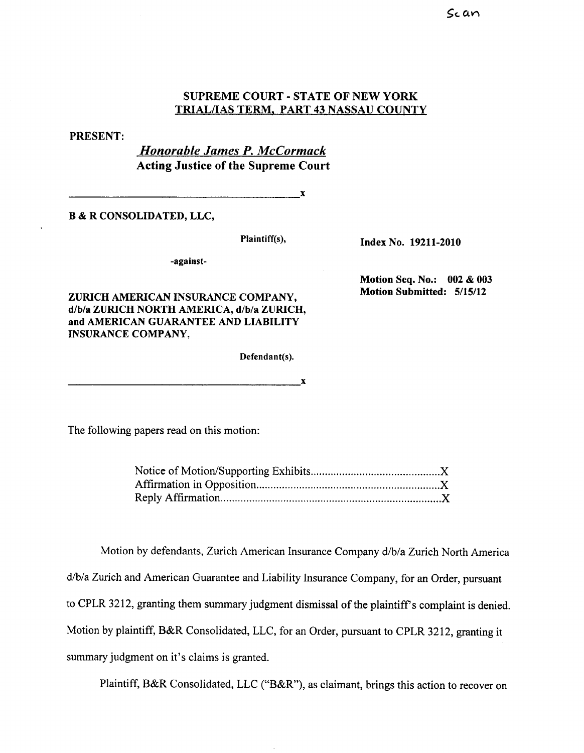Scan

**SUPREME COURT - STATE OF NEW YORK**
**TRIAL/IAS TERM, PART 43 NASSAU COUNTY**

**PRESENT:**

***Honorable James P. McCormack***
**Acting Justice of the Supreme Court**

---x

**B & R CONSOLIDATED, LLC,**

Plaintiff(s),

**Index No. 19211-2010**

-against-

**Motion Seq. No.: 002 & 003**
**Motion Submitted: 5/15/12**

**ZURICH AMERICAN INSURANCE COMPANY, d/b/a ZURICH NORTH AMERICA, d/b/a ZURICH, and AMERICAN GUARANTEE AND LIABILITY INSURANCE COMPANY,**

Defendant(s).

---x

The following papers read on this motion:

Notice of Motion/Supporting Exhibits............................................X
Affirmation in Opposition...............................................................X
Reply Affirmation............................................................................X

Motion by defendants, Zurich American Insurance Company d/b/a Zurich North America d/b/a Zurich and American Guarantee and Liability Insurance Company, for an Order, pursuant to CPLR 3212, granting them summary judgment dismissal of the plaintiff's complaint is denied. Motion by plaintiff, B&R Consolidated, LLC, for an Order, pursuant to CPLR 3212, granting it summary judgment on it's claims is granted.

Plaintiff, B&R Consolidated, LLC ("B&R"), as claimant, brings this action to recover on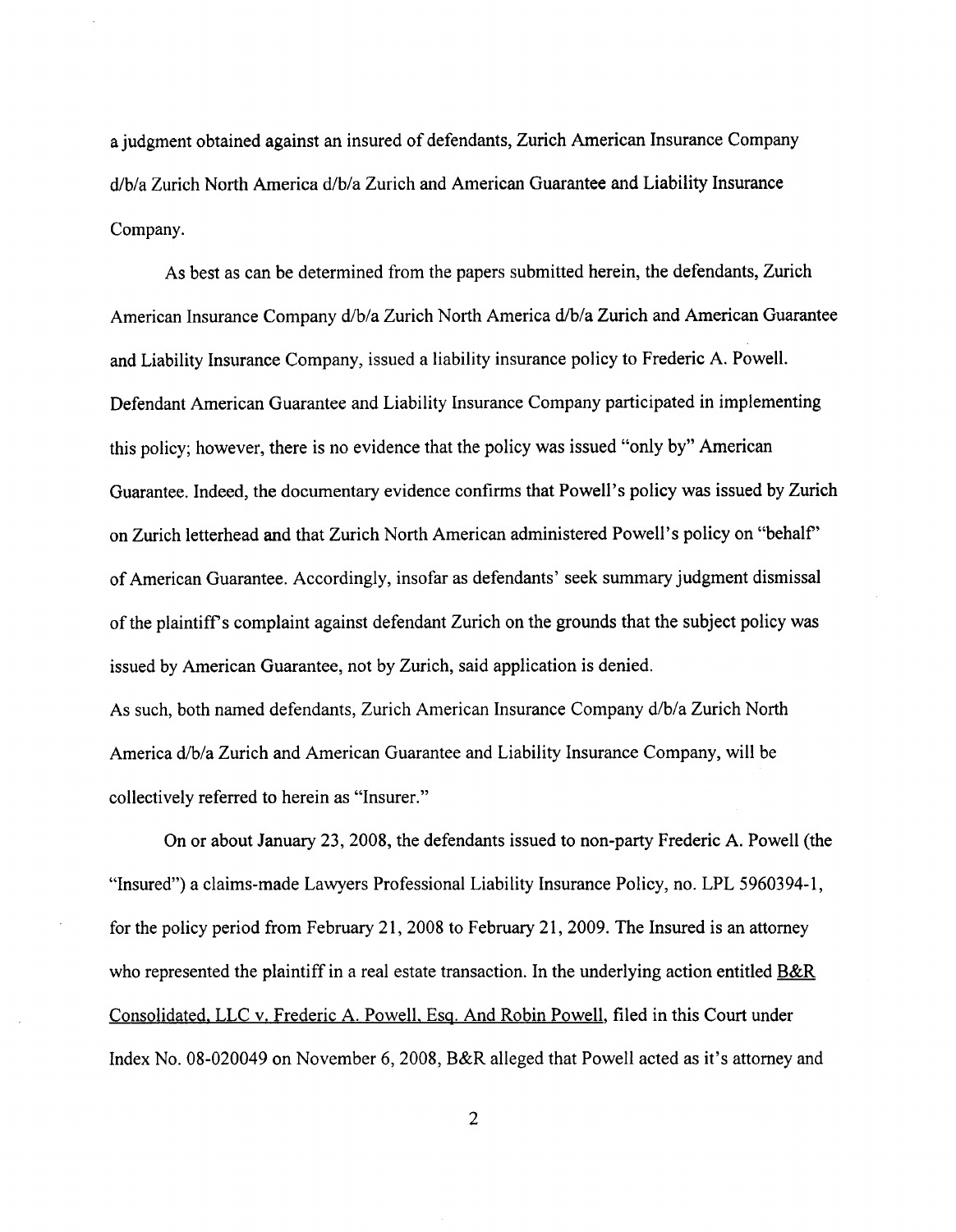a judgment obtained against an insured of defendants, Zurich American Insurance Company d/b/a Zurich North America d/b/a Zurich and American Guarantee and Liability Insurance Company.

As best as can be determined from the papers submitted herein, the defendants, Zurich American Insurance Company d/b/a Zurich North America d/b/a Zurich and American Guarantee and Liability Insurance Company, issued a liability insurance policy to Frederic A. Powell. Defendant American Guarantee and Liability Insurance Company participated in implementing this policy; however, there is no evidence that the policy was issued "only by" American Guarantee. Indeed, the documentary evidence confirms that Powell's policy was issued by Zurich on Zurich letterhead and that Zurich North American administered Powell's policy on "behalf" of American Guarantee. Accordingly, insofar as defendants' seek summary judgment dismissal of the plaintiff's complaint against defendant Zurich on the grounds that the subject policy was issued by American Guarantee, not by Zurich, said application is denied.
As such, both named defendants, Zurich American Insurance Company d/b/a Zurich North America d/b/a Zurich and American Guarantee and Liability Insurance Company, will be collectively referred to herein as "Insurer."

On or about January 23, 2008, the defendants issued to non-party Frederic A. Powell (the "Insured") a claims-made Lawyers Professional Liability Insurance Policy, no. LPL 5960394-1, for the policy period from February 21, 2008 to February 21, 2009. The Insured is an attorney who represented the plaintiff in a real estate transaction. In the underlying action entitled B&R Consolidated, LLC v. Frederic A. Powell, Esq. And Robin Powell, filed in this Court under Index No. 08-020049 on November 6, 2008, B&R alleged that Powell acted as it's attorney and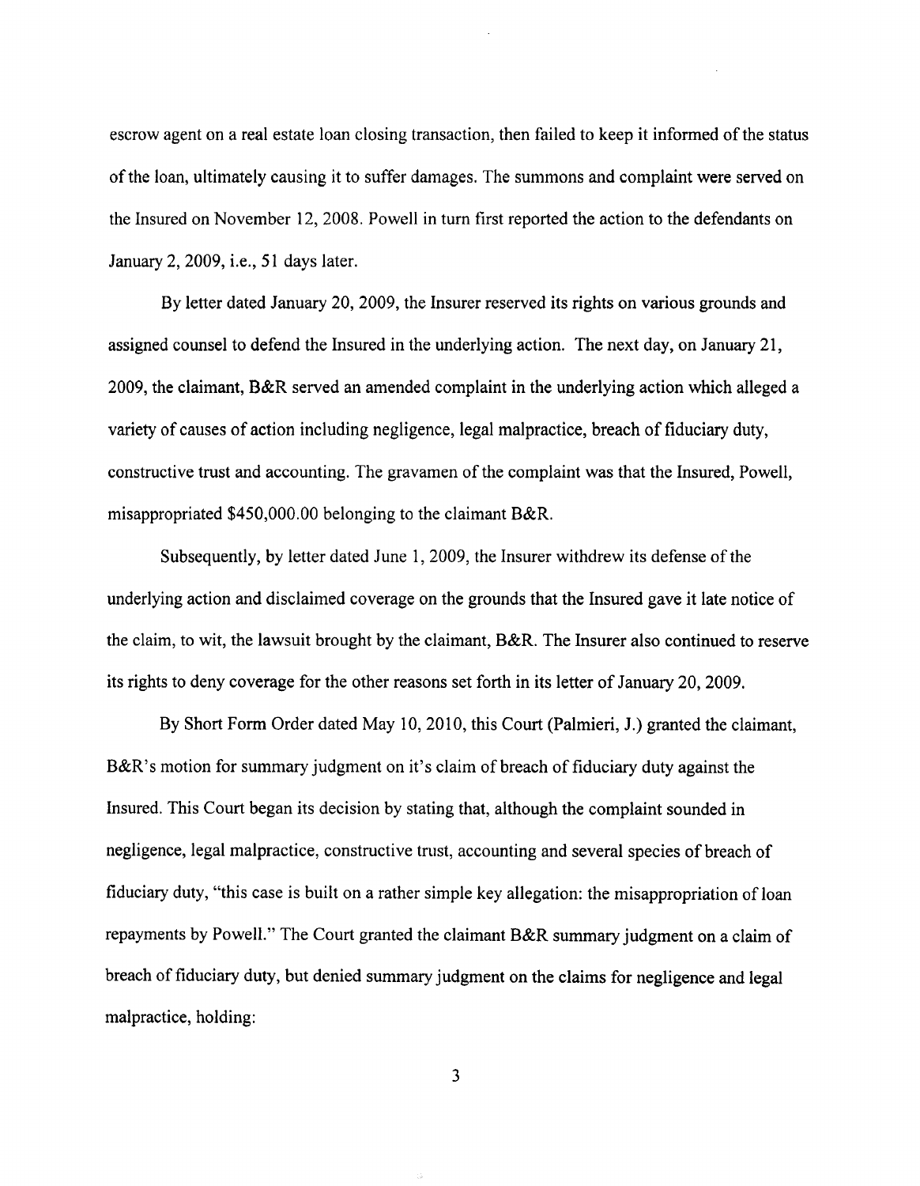escrow agent on a real estate loan closing transaction, then failed to keep it informed of the status of the loan, ultimately causing it to suffer damages. The summons and complaint were served on the Insured on November 12, 2008. Powell in turn first reported the action to the defendants on January 2, 2009, i.e., 51 days later.

By letter dated January 20, 2009, the Insurer reserved its rights on various grounds and assigned counsel to defend the Insured in the underlying action. The next day, on January 21, 2009, the claimant, B&R served an amended complaint in the underlying action which alleged a variety of causes of action including negligence, legal malpractice, breach of fiduciary duty, constructive trust and accounting. The gravamen of the complaint was that the Insured, Powell, misappropriated $450,000.00 belonging to the claimant B&R.

Subsequently, by letter dated June 1, 2009, the Insurer withdrew its defense of the underlying action and disclaimed coverage on the grounds that the Insured gave it late notice of the claim, to wit, the lawsuit brought by the claimant, B&R. The Insurer also continued to reserve its rights to deny coverage for the other reasons set forth in its letter of January 20, 2009.

By Short Form Order dated May 10, 2010, this Court (Palmieri, J.) granted the claimant, B&R's motion for summary judgment on it's claim of breach of fiduciary duty against the Insured. This Court began its decision by stating that, although the complaint sounded in negligence, legal malpractice, constructive trust, accounting and several species of breach of fiduciary duty, "this case is built on a rather simple key allegation: the misappropriation of loan repayments by Powell." The Court granted the claimant B&R summary judgment on a claim of breach of fiduciary duty, but denied summary judgment on the claims for negligence and legal malpractice, holding: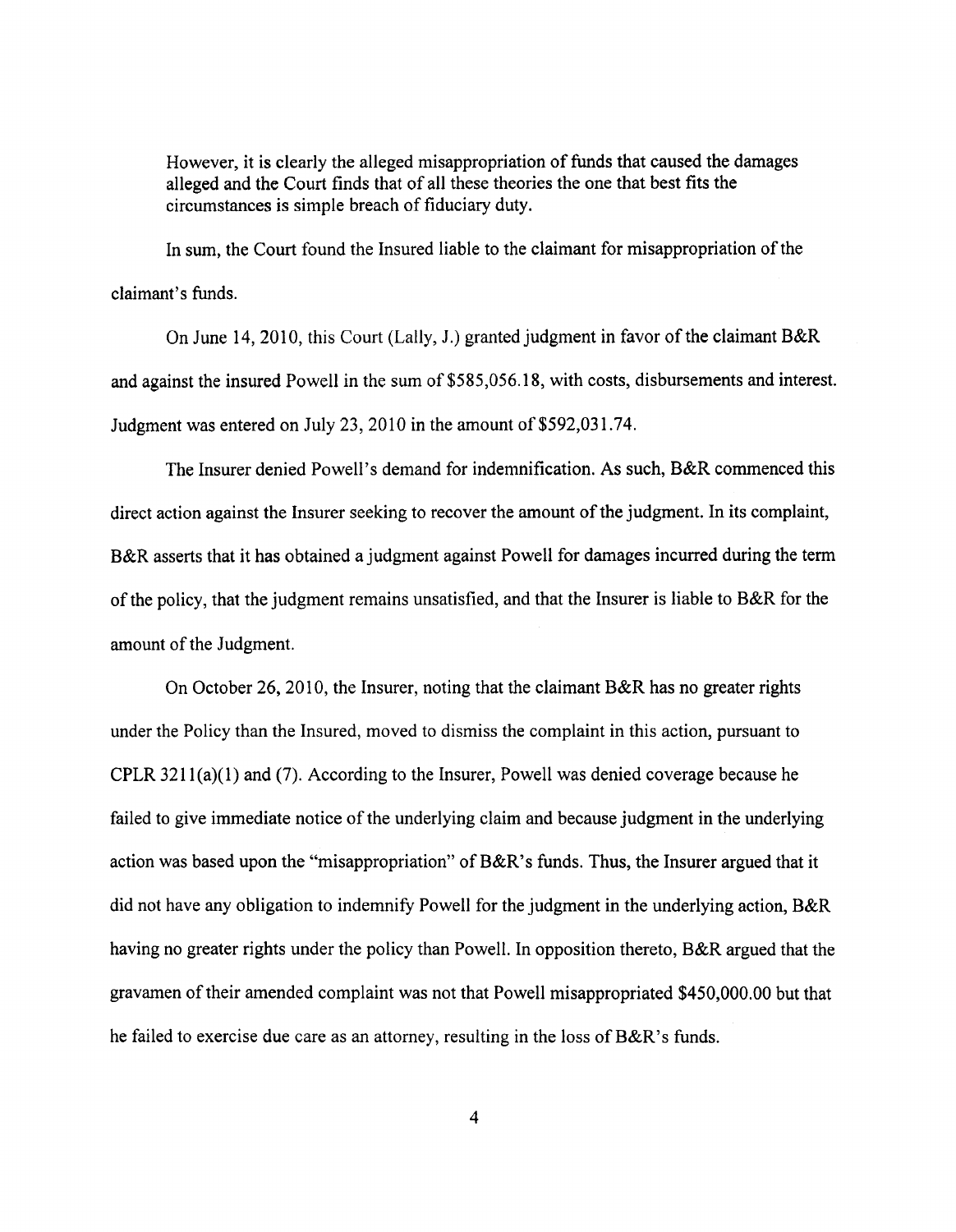> However, it is clearly the alleged misappropriation of funds that caused the damages alleged and the Court finds that of all these theories the one that best fits the circumstances is simple breach of fiduciary duty.

In sum, the Court found the Insured liable to the claimant for misappropriation of the claimant's funds.

On June 14, 2010, this Court (Lally, J.) granted judgment in favor of the claimant B&R and against the insured Powell in the sum of $585,056.18, with costs, disbursements and interest. Judgment was entered on July 23, 2010 in the amount of $592,031.74.

The Insurer denied Powell's demand for indemnification. As such, B&R commenced this direct action against the Insurer seeking to recover the amount of the judgment. In its complaint, B&R asserts that it has obtained a judgment against Powell for damages incurred during the term of the policy, that the judgment remains unsatisfied, and that the Insurer is liable to B&R for the amount of the Judgment.

On October 26, 2010, the Insurer, noting that the claimant B&R has no greater rights under the Policy than the Insured, moved to dismiss the complaint in this action, pursuant to CPLR 3211(a)(1) and (7). According to the Insurer, Powell was denied coverage because he failed to give immediate notice of the underlying claim and because judgment in the underlying action was based upon the "misappropriation" of B&R's funds. Thus, the Insurer argued that it did not have any obligation to indemnify Powell for the judgment in the underlying action, B&R having no greater rights under the policy than Powell. In opposition thereto, B&R argued that the gravamen of their amended complaint was not that Powell misappropriated $450,000.00 but that he failed to exercise due care as an attorney, resulting in the loss of B&R's funds.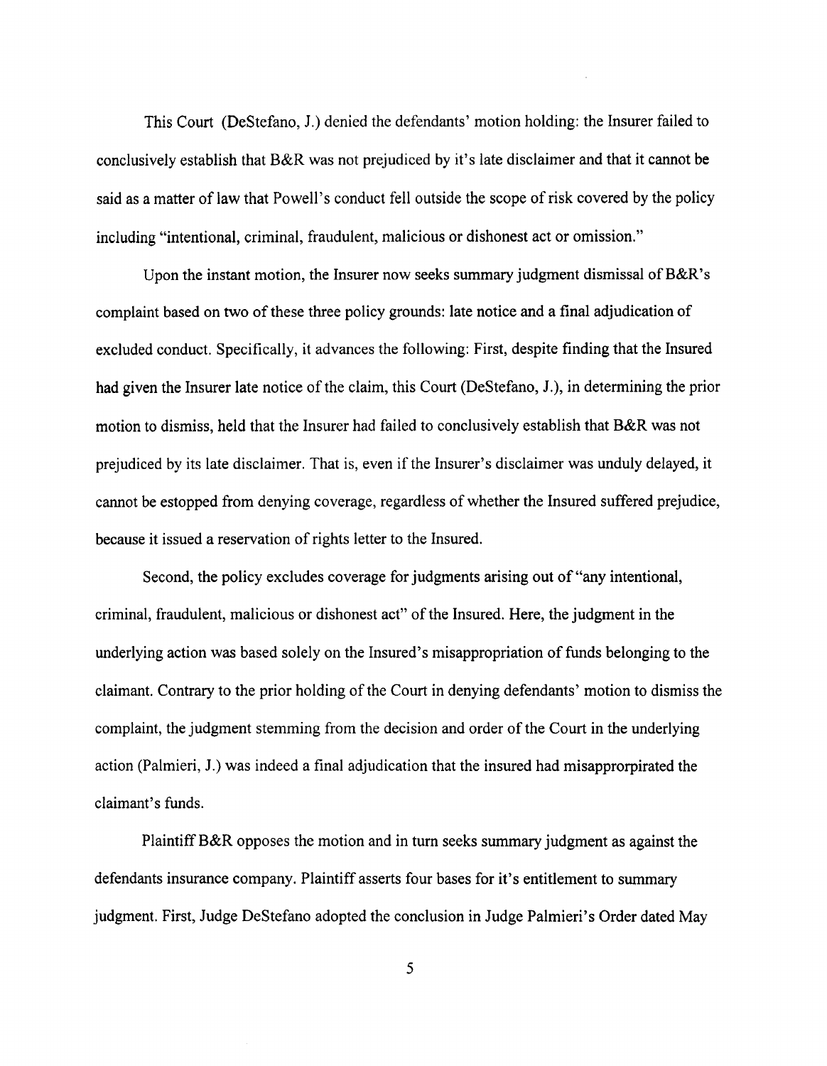This Court (DeStefano, J.) denied the defendants' motion holding: the Insurer failed to conclusively establish that B&R was not prejudiced by it's late disclaimer and that it cannot be said as a matter of law that Powell's conduct fell outside the scope of risk covered by the policy including "intentional, criminal, fraudulent, malicious or dishonest act or omission."

Upon the instant motion, the Insurer now seeks summary judgment dismissal of B&R's complaint based on two of these three policy grounds: late notice and a final adjudication of excluded conduct. Specifically, it advances the following: First, despite finding that the Insured had given the Insurer late notice of the claim, this Court (DeStefano, J.), in determining the prior motion to dismiss, held that the Insurer had failed to conclusively establish that B&R was not prejudiced by its late disclaimer. That is, even if the Insurer's disclaimer was unduly delayed, it cannot be estopped from denying coverage, regardless of whether the Insured suffered prejudice, because it issued a reservation of rights letter to the Insured.

Second, the policy excludes coverage for judgments arising out of "any intentional, criminal, fraudulent, malicious or dishonest act" of the Insured. Here, the judgment in the underlying action was based solely on the Insured's misappropriation of funds belonging to the claimant. Contrary to the prior holding of the Court in denying defendants' motion to dismiss the complaint, the judgment stemming from the decision and order of the Court in the underlying action (Palmieri, J.) was indeed a final adjudication that the insured had misapprorpirated the claimant's funds.

Plaintiff B&R opposes the motion and in turn seeks summary judgment as against the defendants insurance company. Plaintiff asserts four bases for it's entitlement to summary judgment. First, Judge DeStefano adopted the conclusion in Judge Palmieri's Order dated May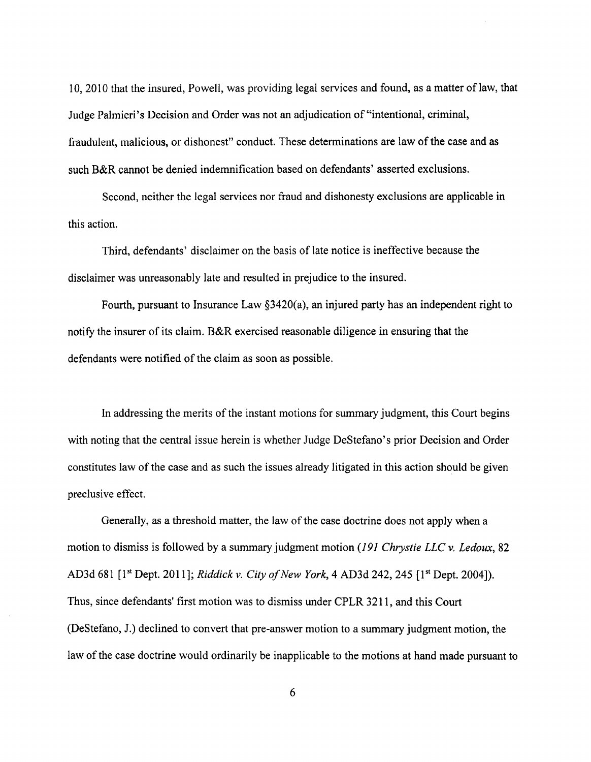10, 2010 that the insured, Powell, was providing legal services and found, as a matter of law, that Judge Palmieri's Decision and Order was not an adjudication of "intentional, criminal, fraudulent, malicious, or dishonest" conduct. These determinations are law of the case and as such B&R cannot be denied indemnification based on defendants' asserted exclusions.

Second, neither the legal services nor fraud and dishonesty exclusions are applicable in this action.

Third, defendants' disclaimer on the basis of late notice is ineffective because the disclaimer was unreasonably late and resulted in prejudice to the insured.

Fourth, pursuant to Insurance Law §3420(a), an injured party has an independent right to notify the insurer of its claim. B&R exercised reasonable diligence in ensuring that the defendants were notified of the claim as soon as possible.

In addressing the merits of the instant motions for summary judgment, this Court begins with noting that the central issue herein is whether Judge DeStefano's prior Decision and Order constitutes law of the case and as such the issues already litigated in this action should be given preclusive effect.

Generally, as a threshold matter, the law of the case doctrine does not apply when a motion to dismiss is followed by a summary judgment motion (*191 Chrystie LLC v. Ledoux*, 82 AD3d 681 [1st Dept. 2011]; *Riddick v. City of New York*, 4 AD3d 242, 245 [1st Dept. 2004]). Thus, since defendants' first motion was to dismiss under CPLR 3211, and this Court (DeStefano, J.) declined to convert that pre-answer motion to a summary judgment motion, the law of the case doctrine would ordinarily be inapplicable to the motions at hand made pursuant to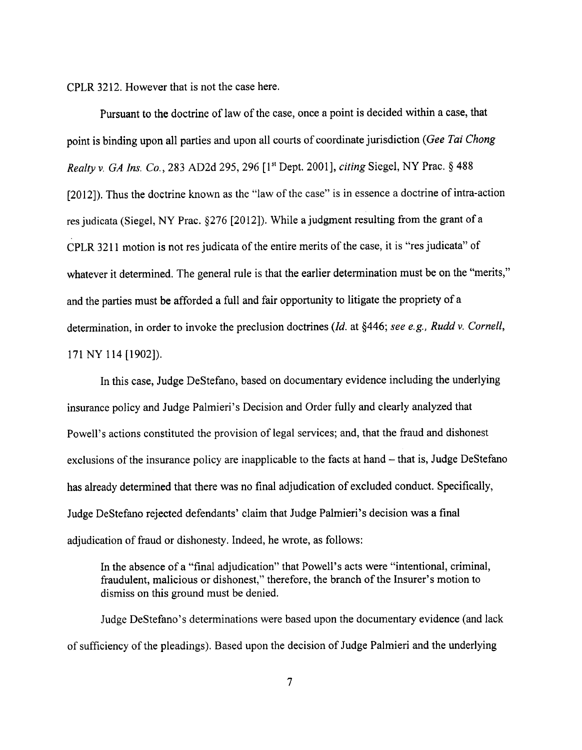CPLR 3212. However that is not the case here.

Pursuant to the doctrine of law of the case, once a point is decided within a case, that point is binding upon all parties and upon all courts of coordinate jurisdiction (*Gee Tai Chong Realty v. GA Ins. Co.*, 283 AD2d 295, 296 [1st Dept. 2001], *citing* Siegel, NY Prac. § 488 [2012]). Thus the doctrine known as the "law of the case" is in essence a doctrine of intra-action res judicata (Siegel, NY Prac. §276 [2012]). While a judgment resulting from the grant of a CPLR 3211 motion is not res judicata of the entire merits of the case, it is "res judicata" of whatever it determined. The general rule is that the earlier determination must be on the "merits," and the parties must be afforded a full and fair opportunity to litigate the propriety of a determination, in order to invoke the preclusion doctrines (*Id.* at §446; *see e.g., Rudd v. Cornell*, 171 NY 114 [1902]).

In this case, Judge DeStefano, based on documentary evidence including the underlying insurance policy and Judge Palmieri's Decision and Order fully and clearly analyzed that Powell's actions constituted the provision of legal services; and, that the fraud and dishonest exclusions of the insurance policy are inapplicable to the facts at hand – that is, Judge DeStefano has already determined that there was no final adjudication of excluded conduct. Specifically, Judge DeStefano rejected defendants' claim that Judge Palmieri's decision was a final adjudication of fraud or dishonesty. Indeed, he wrote, as follows:

> In the absence of a "final adjudication" that Powell's acts were "intentional, criminal, fraudulent, malicious or dishonest," therefore, the branch of the Insurer's motion to dismiss on this ground must be denied.

Judge DeStefano's determinations were based upon the documentary evidence (and lack of sufficiency of the pleadings). Based upon the decision of Judge Palmieri and the underlying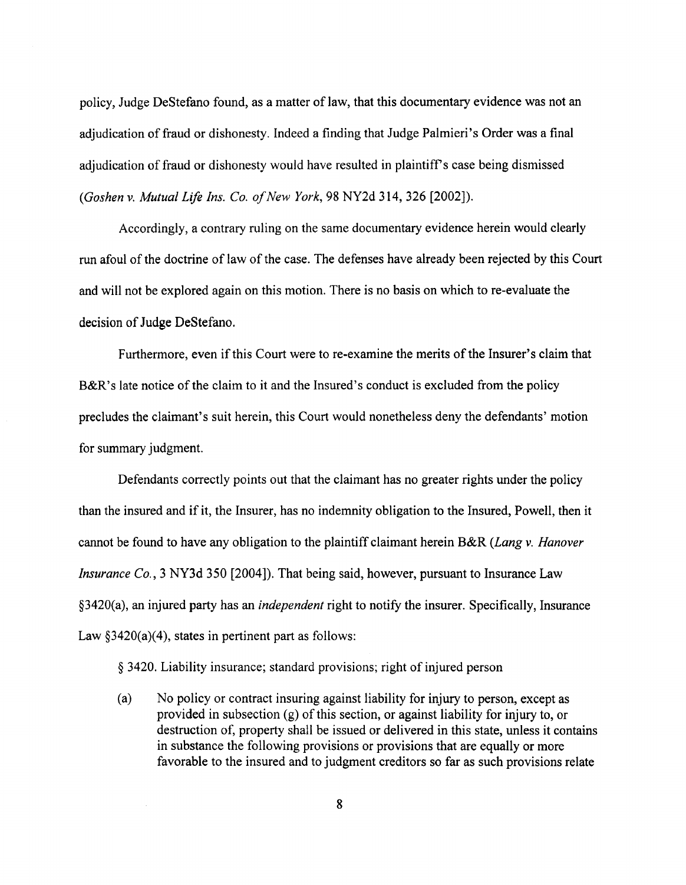policy, Judge DeStefano found, as a matter of law, that this documentary evidence was not an adjudication of fraud or dishonesty. Indeed a finding that Judge Palmieri's Order was a final adjudication of fraud or dishonesty would have resulted in plaintiff's case being dismissed (*Goshen v. Mutual Life Ins. Co. of New York*, 98 NY2d 314, 326 [2002]).

Accordingly, a contrary ruling on the same documentary evidence herein would clearly run afoul of the doctrine of law of the case. The defenses have already been rejected by this Court and will not be explored again on this motion. There is no basis on which to re-evaluate the decision of Judge DeStefano.

Furthermore, even if this Court were to re-examine the merits of the Insurer's claim that B&R's late notice of the claim to it and the Insured's conduct is excluded from the policy precludes the claimant's suit herein, this Court would nonetheless deny the defendants' motion for summary judgment.

Defendants correctly points out that the claimant has no greater rights under the policy than the insured and if it, the Insurer, has no indemnity obligation to the Insured, Powell, then it cannot be found to have any obligation to the plaintiff claimant herein B&R (*Lang v. Hanover Insurance Co.*, 3 NY3d 350 [2004]). That being said, however, pursuant to Insurance Law §3420(a), an injured party has an *independent* right to notify the insurer. Specifically, Insurance Law §3420(a)(4), states in pertinent part as follows:

> § 3420. Liability insurance; standard provisions; right of injured person
>
> (a) No policy or contract insuring against liability for injury to person, except as provided in subsection (g) of this section, or against liability for injury to, or destruction of, property shall be issued or delivered in this state, unless it contains in substance the following provisions or provisions that are equally or more favorable to the insured and to judgment creditors so far as such provisions relate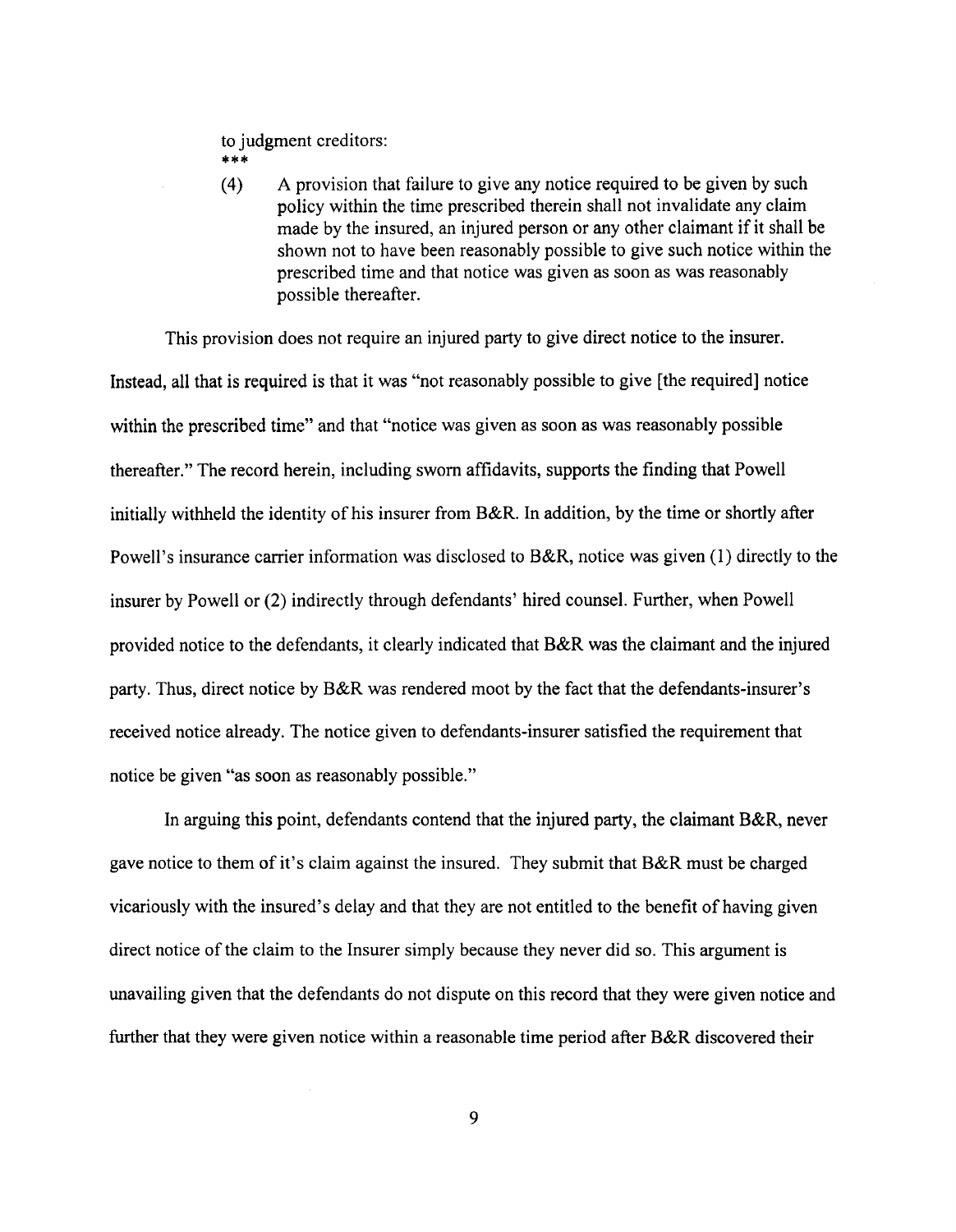to judgment creditors:

***

(4) A provision that failure to give any notice required to be given by such policy within the time prescribed therein shall not invalidate any claim made by the insured, an injured person or any other claimant if it shall be shown not to have been reasonably possible to give such notice within the prescribed time and that notice was given as soon as was reasonably possible thereafter.

This provision does not require an injured party to give direct notice to the insurer. Instead, all that is required is that it was "not reasonably possible to give [the required] notice within the prescribed time" and that "notice was given as soon as was reasonably possible thereafter." The record herein, including sworn affidavits, supports the finding that Powell initially withheld the identity of his insurer from B&R. In addition, by the time or shortly after Powell's insurance carrier information was disclosed to B&R, notice was given (1) directly to the insurer by Powell or (2) indirectly through defendants' hired counsel. Further, when Powell provided notice to the defendants, it clearly indicated that B&R was the claimant and the injured party. Thus, direct notice by B&R was rendered moot by the fact that the defendants-insurer's received notice already. The notice given to defendants-insurer satisfied the requirement that notice be given "as soon as reasonably possible."

In arguing this point, defendants contend that the injured party, the claimant B&R, never gave notice to them of it's claim against the insured. They submit that B&R must be charged vicariously with the insured's delay and that they are not entitled to the benefit of having given direct notice of the claim to the Insurer simply because they never did so. This argument is unavailing given that the defendants do not dispute on this record that they were given notice and further that they were given notice within a reasonable time period after B&R discovered their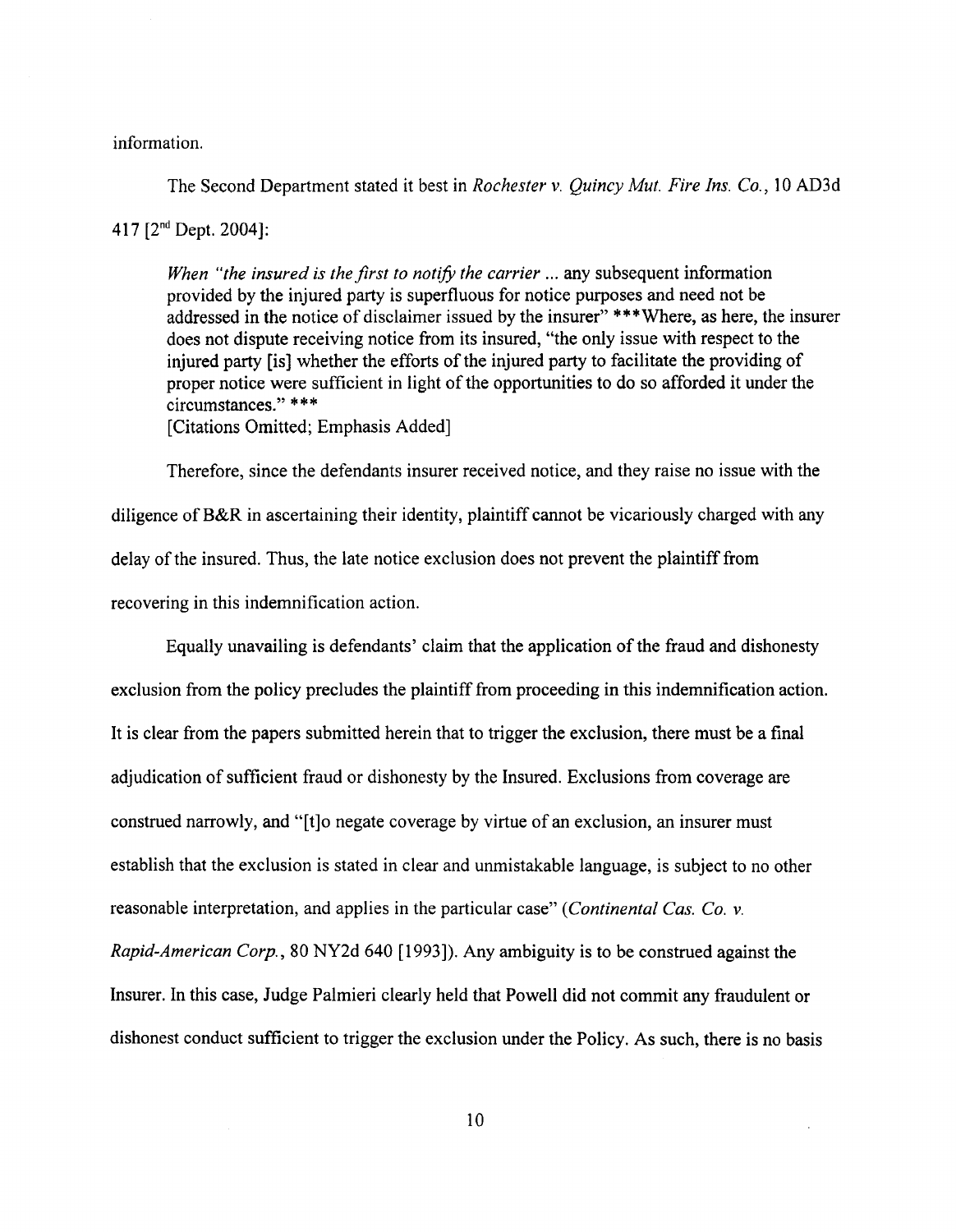information.

The Second Department stated it best in *Rochester v. Quincy Mut. Fire Ins. Co.*, 10 AD3d 417 [2nd Dept. 2004]:

> *When "the insured is the first to notify the carrier ...* any subsequent information provided by the injured party is superfluous for notice purposes and need not be addressed in the notice of disclaimer issued by the insurer" ***Where, as here, the insurer does not dispute receiving notice from its insured, "the only issue with respect to the injured party [is] whether the efforts of the injured party to facilitate the providing of proper notice were sufficient in light of the opportunities to do so afforded it under the circumstances." ***
> [Citations Omitted; Emphasis Added]

Therefore, since the defendants insurer received notice, and they raise no issue with the diligence of B&R in ascertaining their identity, plaintiff cannot be vicariously charged with any delay of the insured. Thus, the late notice exclusion does not prevent the plaintiff from recovering in this indemnification action.

Equally unavailing is defendants' claim that the application of the fraud and dishonesty exclusion from the policy precludes the plaintiff from proceeding in this indemnification action. It is clear from the papers submitted herein that to trigger the exclusion, there must be a final adjudication of sufficient fraud or dishonesty by the Insured. Exclusions from coverage are construed narrowly, and "[t]o negate coverage by virtue of an exclusion, an insurer must establish that the exclusion is stated in clear and unmistakable language, is subject to no other reasonable interpretation, and applies in the particular case" (*Continental Cas. Co. v. Rapid-American Corp.*, 80 NY2d 640 [1993]). Any ambiguity is to be construed against the Insurer. In this case, Judge Palmieri clearly held that Powell did not commit any fraudulent or dishonest conduct sufficient to trigger the exclusion under the Policy. As such, there is no basis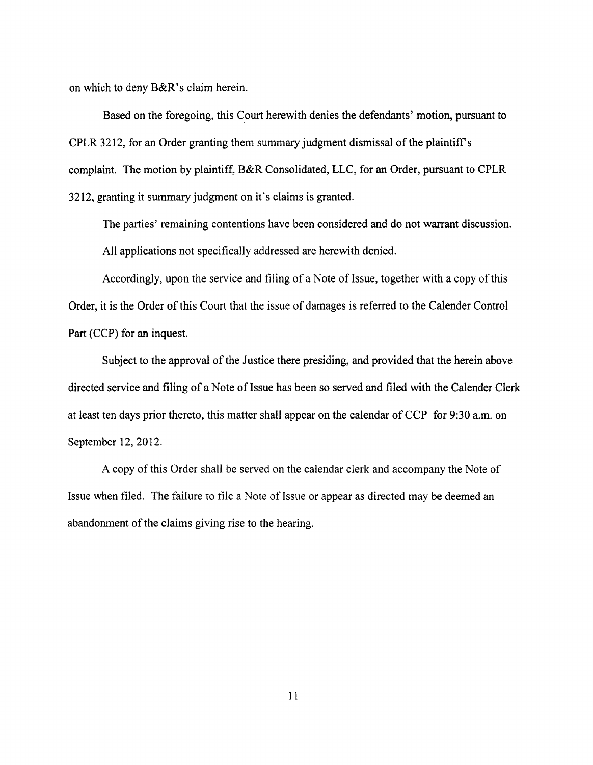on which to deny B&R's claim herein.

Based on the foregoing, this Court herewith denies the defendants' motion, pursuant to CPLR 3212, for an Order granting them summary judgment dismissal of the plaintiff's complaint. The motion by plaintiff, B&R Consolidated, LLC, for an Order, pursuant to CPLR 3212, granting it summary judgment on it's claims is granted.

The parties' remaining contentions have been considered and do not warrant discussion.

All applications not specifically addressed are herewith denied.

Accordingly, upon the service and filing of a Note of Issue, together with a copy of this Order, it is the Order of this Court that the issue of damages is referred to the Calender Control Part (CCP) for an inquest.

Subject to the approval of the Justice there presiding, and provided that the herein above directed service and filing of a Note of Issue has been so served and filed with the Calender Clerk at least ten days prior thereto, this matter shall appear on the calendar of CCP for 9:30 a.m. on September 12, 2012.

A copy of this Order shall be served on the calendar clerk and accompany the Note of Issue when filed. The failure to file a Note of Issue or appear as directed may be deemed an abandonment of the claims giving rise to the hearing.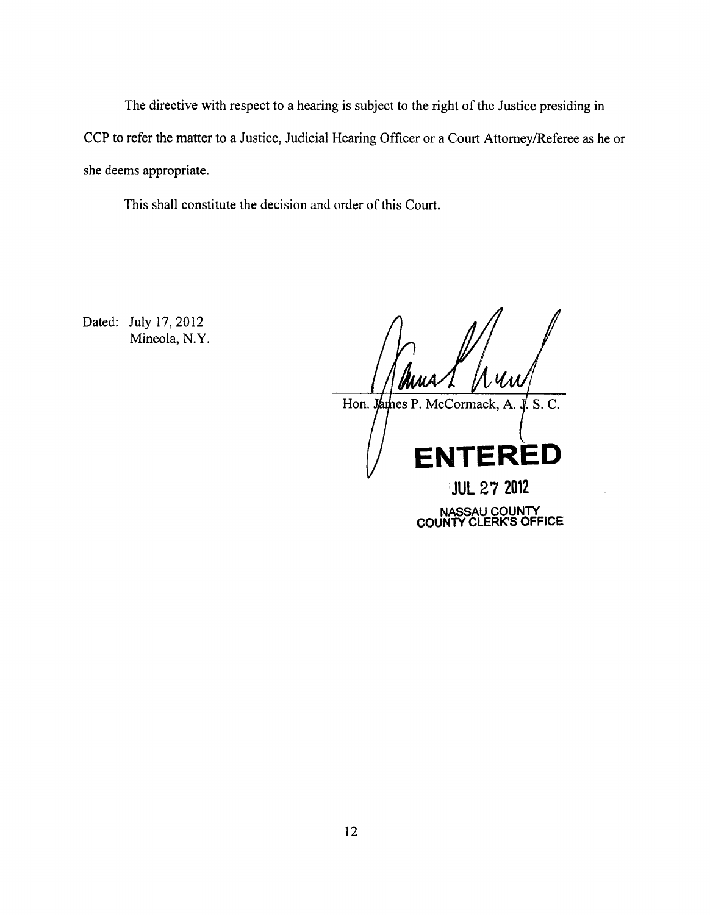The directive with respect to a hearing is subject to the right of the Justice presiding in CCP to refer the matter to a Justice, Judicial Hearing Officer or a Court Attorney/Referee as he or she deems appropriate.

This shall constitute the decision and order of this Court.

Dated: July 17, 2012
Mineola, N.Y.

Hon. James P. McCormack, A. J. S. C.

**ENTERED**

JUL 27 2012

NASSAU COUNTY
COUNTY CLERK'S OFFICE